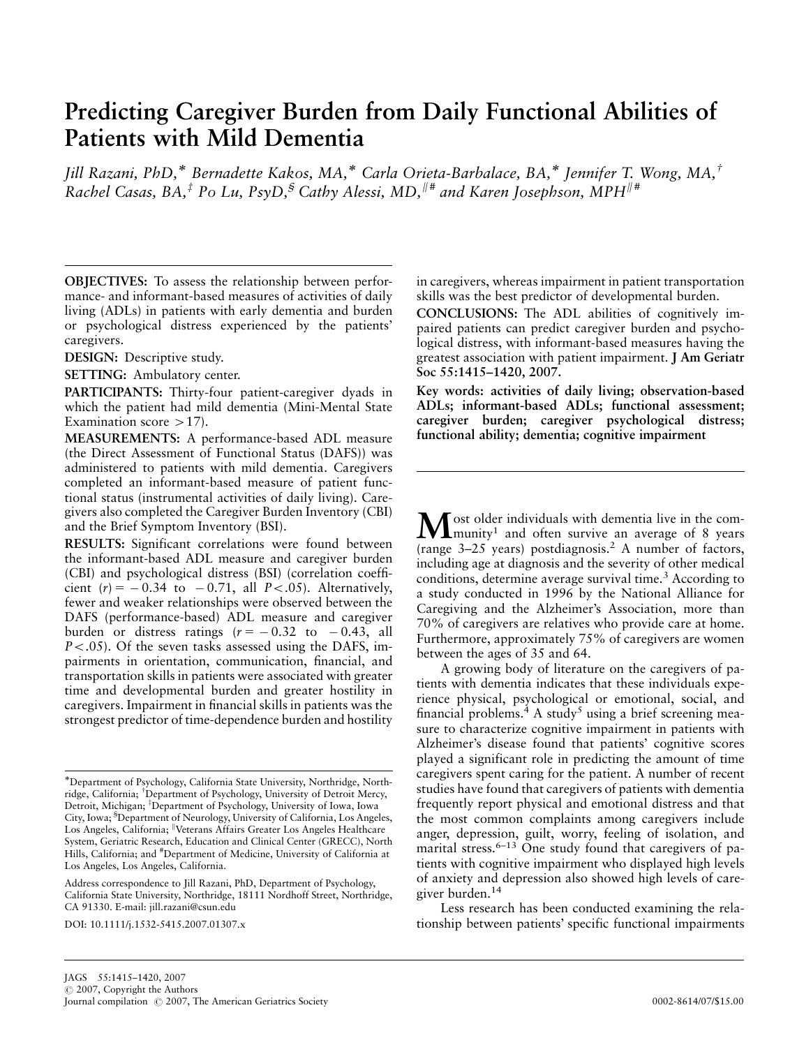# Predicting Caregiver Burden from Daily Functional Abilities of Patients with Mild Dementia

*Jill Razani, PhD,\* Bernadette Kakos, MA,\* Carla Orieta-Barbalace, BA,\* Jennifer T. Wong, MA,† Rachel Casas, BA,‡ Po Lu, PsyD,§ Cathy Alessi, MD,‖# and Karen Josephson, MPH‖#*

**OBJECTIVES:** To assess the relationship between performance- and informant-based measures of activities of daily living (ADLs) in patients with early dementia and burden or psychological distress experienced by the patients' caregivers.

**DESIGN:** Descriptive study.

**SETTING:** Ambulatory center.

**PARTICIPANTS:** Thirty-four patient-caregiver dyads in which the patient had mild dementia (Mini-Mental State Examination score >17).

**MEASUREMENTS:** A performance-based ADL measure (the Direct Assessment of Functional Status (DAFS)) was administered to patients with mild dementia. Caregivers completed an informant-based measure of patient functional status (instrumental activities of daily living). Caregivers also completed the Caregiver Burden Inventory (CBI) and the Brief Symptom Inventory (BSI).

**RESULTS:** Significant correlations were found between the informant-based ADL measure and caregiver burden (CBI) and psychological distress (BSI) (correlation coefficient ($r$) = −0.34 to −0.71, all $P<.05$). Alternatively, fewer and weaker relationships were observed between the DAFS (performance-based) ADL measure and caregiver burden or distress ratings ($r$ = −0.32 to −0.43, all $P<.05$). Of the seven tasks assessed using the DAFS, impairments in orientation, communication, financial, and transportation skills in patients were associated with greater time and developmental burden and greater hostility in caregivers. Impairment in financial skills in patients was the strongest predictor of time-dependence burden and hostility in caregivers, whereas impairment in patient transportation skills was the best predictor of developmental burden.

**CONCLUSIONS:** The ADL abilities of cognitively impaired patients can predict caregiver burden and psychological distress, with informant-based measures having the greatest association with patient impairment. **J Am Geriatr Soc 55:1415–1420, 2007.**

**Key words: activities of daily living; observation-based ADLs; informant-based ADLs; functional assessment; caregiver burden; caregiver psychological distress; functional ability; dementia; cognitive impairment**

Most older individuals with dementia live in the community[1] and often survive an average of 8 years (range 3–25 years) postdiagnosis.[2] A number of factors, including age at diagnosis and the severity of other medical conditions, determine average survival time.[3] According to a study conducted in 1996 by the National Alliance for Caregiving and the Alzheimer's Association, more than 70% of caregivers are relatives who provide care at home. Furthermore, approximately 75% of caregivers are women between the ages of 35 and 64.

A growing body of literature on the caregivers of patients with dementia indicates that these individuals experience physical, psychological or emotional, social, and financial problems.[4] A study[5] using a brief screening measure to characterize cognitive impairment in patients with Alzheimer's disease found that patients' cognitive scores played a significant role in predicting the amount of time caregivers spent caring for the patient. A number of recent studies have found that caregivers of patients with dementia frequently report physical and emotional distress and that the most common complaints among caregivers include anger, depression, guilt, worry, feeling of isolation, and marital stress.[6–13] One study found that caregivers of patients with cognitive impairment who displayed high levels of anxiety and depression also showed high levels of caregiver burden.[14]

Less research has been conducted examining the relationship between patients' specific functional impairments

\*Department of Psychology, California State University, Northridge, Northridge, California; †Department of Psychology, University of Detroit Mercy, Detroit, Michigan; ‡Department of Psychology, University of Iowa, Iowa City, Iowa; §Department of Neurology, University of California, Los Angeles, Los Angeles, California; ‖Veterans Affairs Greater Los Angeles Healthcare System, Geriatric Research, Education and Clinical Center (GRECC), North Hills, California; and #Department of Medicine, University of California at Los Angeles, Los Angeles, California.

Address correspondence to Jill Razani, PhD, Department of Psychology, California State University, Northridge, 18111 Nordhoff Street, Northridge, CA 91330. E-mail: jill.razani@csun.edu

DOI: 10.1111/j.1532-5415.2007.01307.x

© 2007, Copyright the Authors
Journal compilation © 2007, The American Geriatrics Society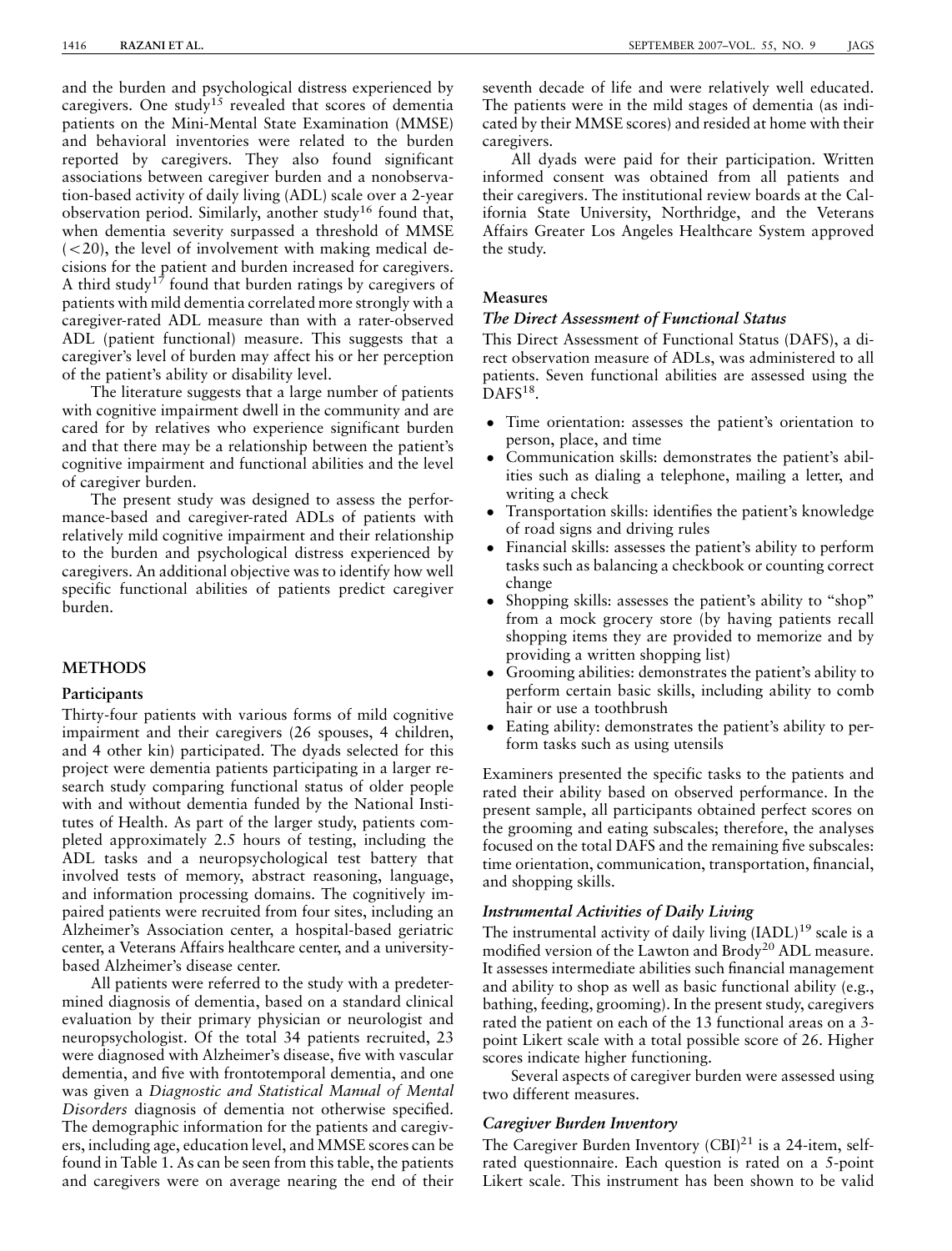and the burden and psychological distress experienced by caregivers. One study[15] revealed that scores of dementia patients on the Mini-Mental State Examination (MMSE) and behavioral inventories were related to the burden reported by caregivers. They also found significant associations between caregiver burden and a nonobservation-based activity of daily living (ADL) scale over a 2-year observation period. Similarly, another study[16] found that, when dementia severity surpassed a threshold of MMSE (<20), the level of involvement with making medical decisions for the patient and burden increased for caregivers. A third study[17] found that burden ratings by caregivers of patients with mild dementia correlated more strongly with a caregiver-rated ADL measure than with a rater-observed ADL (patient functional) measure. This suggests that a caregiver's level of burden may affect his or her perception of the patient's ability or disability level.

The literature suggests that a large number of patients with cognitive impairment dwell in the community and are cared for by relatives who experience significant burden and that there may be a relationship between the patient's cognitive impairment and functional abilities and the level of caregiver burden.

The present study was designed to assess the performance-based and caregiver-rated ADLs of patients with relatively mild cognitive impairment and their relationship to the burden and psychological distress experienced by caregivers. An additional objective was to identify how well specific functional abilities of patients predict caregiver burden.

## METHODS

### Participants

Thirty-four patients with various forms of mild cognitive impairment and their caregivers (26 spouses, 4 children, and 4 other kin) participated. The dyads selected for this project were dementia patients participating in a larger research study comparing functional status of older people with and without dementia funded by the National Institutes of Health. As part of the larger study, patients completed approximately 2.5 hours of testing, including the ADL tasks and a neuropsychological test battery that involved tests of memory, abstract reasoning, language, and information processing domains. The cognitively impaired patients were recruited from four sites, including an Alzheimer's Association center, a hospital-based geriatric center, a Veterans Affairs healthcare center, and a university-based Alzheimer's disease center.

All patients were referred to the study with a predetermined diagnosis of dementia, based on a standard clinical evaluation by their primary physician or neurologist and neuropsychologist. Of the total 34 patients recruited, 23 were diagnosed with Alzheimer's disease, five with vascular dementia, and five with frontotemporal dementia, and one was given a *Diagnostic and Statistical Manual of Mental Disorders* diagnosis of dementia not otherwise specified. The demographic information for the patients and caregivers, including age, education level, and MMSE scores can be found in Table 1. As can be seen from this table, the patients and caregivers were on average nearing the end of their seventh decade of life and were relatively well educated. The patients were in the mild stages of dementia (as indicated by their MMSE scores) and resided at home with their caregivers.

All dyads were paid for their participation. Written informed consent was obtained from all patients and their caregivers. The institutional review boards at the California State University, Northridge, and the Veterans Affairs Greater Los Angeles Healthcare System approved the study.

### Measures

#### *The Direct Assessment of Functional Status*

This Direct Assessment of Functional Status (DAFS), a direct observation measure of ADLs, was administered to all patients. Seven functional abilities are assessed using the DAFS[18].

- Time orientation: assesses the patient's orientation to person, place, and time
- Communication skills: demonstrates the patient's abilities such as dialing a telephone, mailing a letter, and writing a check
- Transportation skills: identifies the patient's knowledge of road signs and driving rules
- Financial skills: assesses the patient's ability to perform tasks such as balancing a checkbook or counting correct change
- Shopping skills: assesses the patient's ability to "shop" from a mock grocery store (by having patients recall shopping items they are provided to memorize and by providing a written shopping list)
- Grooming abilities: demonstrates the patient's ability to perform certain basic skills, including ability to comb hair or use a toothbrush
- Eating ability: demonstrates the patient's ability to perform tasks such as using utensils

Examiners presented the specific tasks to the patients and rated their ability based on observed performance. In the present sample, all participants obtained perfect scores on the grooming and eating subscales; therefore, the analyses focused on the total DAFS and the remaining five subscales: time orientation, communication, transportation, financial, and shopping skills.

#### *Instrumental Activities of Daily Living*

The instrumental activity of daily living (IADL)[19] scale is a modified version of the Lawton and Brody[20] ADL measure. It assesses intermediate abilities such financial management and ability to shop as well as basic functional ability (e.g., bathing, feeding, grooming). In the present study, caregivers rated the patient on each of the 13 functional areas on a 3-point Likert scale with a total possible score of 26. Higher scores indicate higher functioning.

Several aspects of caregiver burden were assessed using two different measures.

#### *Caregiver Burden Inventory*

The Caregiver Burden Inventory (CBI)[21] is a 24-item, self-rated questionnaire. Each question is rated on a 5-point Likert scale. This instrument has been shown to be valid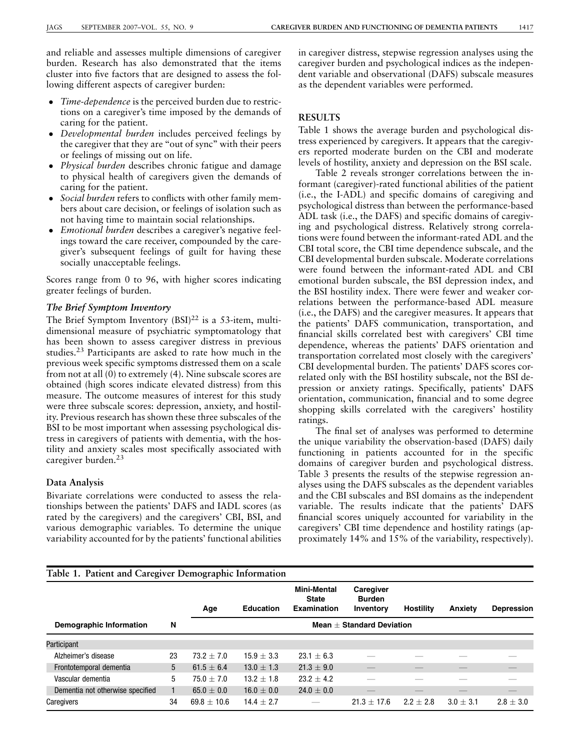and reliable and assesses multiple dimensions of caregiver burden. Research has also demonstrated that the items cluster into five factors that are designed to assess the following different aspects of caregiver burden:

- *Time-dependence* is the perceived burden due to restrictions on a caregiver's time imposed by the demands of caring for the patient.
- *Developmental burden* includes perceived feelings by the caregiver that they are "out of sync" with their peers or feelings of missing out on life.
- *Physical burden* describes chronic fatigue and damage to physical health of caregivers given the demands of caring for the patient.
- *Social burden* refers to conflicts with other family members about care decision, or feelings of isolation such as not having time to maintain social relationships.
- *Emotional burden* describes a caregiver's negative feelings toward the care receiver, compounded by the caregiver's subsequent feelings of guilt for having these socially unacceptable feelings.

Scores range from 0 to 96, with higher scores indicating greater feelings of burden.

### *The Brief Symptom Inventory*

The Brief Symptom Inventory (BSI)[22] is a 53-item, multidimensional measure of psychiatric symptomatology that has been shown to assess caregiver distress in previous studies.[23] Participants are asked to rate how much in the previous week specific symptoms distressed them on a scale from not at all (0) to extremely (4). Nine subscale scores are obtained (high scores indicate elevated distress) from this measure. The outcome measures of interest for this study were three subscale scores: depression, anxiety, and hostility. Previous research has shown these three subscales of the BSI to be most important when assessing psychological distress in caregivers of patients with dementia, with the hostility and anxiety scales most specifically associated with caregiver burden.[23]

### Data Analysis

Bivariate correlations were conducted to assess the relationships between the patients' DAFS and IADL scores (as rated by the caregivers) and the caregivers' CBI, BSI, and various demographic variables. To determine the unique variability accounted for by the patients' functional abilities in caregiver distress, stepwise regression analyses using the caregiver burden and psychological indices as the independent variable and observational (DAFS) subscale measures as the dependent variables were performed.

## RESULTS

Table 1 shows the average burden and psychological distress experienced by caregivers. It appears that the caregivers reported moderate burden on the CBI and moderate levels of hostility, anxiety and depression on the BSI scale.

Table 2 reveals stronger correlations between the informant (caregiver)-rated functional abilities of the patient (i.e., the I-ADL) and specific domains of caregiving and psychological distress than between the performance-based ADL task (i.e., the DAFS) and specific domains of caregiving and psychological distress. Relatively strong correlations were found between the informant-rated ADL and the CBI total score, the CBI time dependence subscale, and the CBI developmental burden subscale. Moderate correlations were found between the informant-rated ADL and CBI emotional burden subscale, the BSI depression index, and the BSI hostility index. There were fewer and weaker correlations between the performance-based ADL measure (i.e., the DAFS) and the caregiver measures. It appears that the patients' DAFS communication, transportation, and financial skills correlated best with caregivers' CBI time dependence, whereas the patients' DAFS orientation and transportation correlated most closely with the caregivers' CBI developmental burden. The patients' DAFS scores correlated only with the BSI hostility subscale, not the BSI depression or anxiety ratings. Specifically, patients' DAFS orientation, communication, financial and to some degree shopping skills correlated with the caregivers' hostility ratings.

The final set of analyses was performed to determine the unique variability the observation-based (DAFS) daily functioning in patients accounted for in the specific domains of caregiver burden and psychological distress. Table 3 presents the results of the stepwise regression analyses using the DAFS subscales as the dependent variables and the CBI subscales and BSI domains as the independent variable. The results indicate that the patients' DAFS financial scores uniquely accounted for variability in the caregivers' CBI time dependence and hostility ratings (approximately 14% and 15% of the variability, respectively).

**Table 1. Patient and Caregiver Demographic Information**

| | | Age | Education | Mini-Mental State Examination | Caregiver Burden Inventory | Hostility | Anxiety | Depression |
|---|---|---|---|---|---|---|---|---|
| **Demographic Information** | **N** | **Mean ± Standard Deviation** | | | | | | |
| Participant | | | | | | | | |
| Alzheimer's disease | 23 | 73.2 ± 7.0 | 15.9 ± 3.3 | 23.1 ± 6.3 | — | — | — | — |
| Frontotemporal dementia | 5 | 61.5 ± 6.4 | 13.0 ± 1.3 | 21.3 ± 9.0 | — | — | — | — |
| Vascular dementia | 5 | 75.0 ± 7.0 | 13.2 ± 1.8 | 23.2 ± 4.2 | — | — | — | — |
| Dementia not otherwise specified | 1 | 65.0 ± 0.0 | 16.0 ± 0.0 | 24.0 ± 0.0 | — | — | — | — |
| Caregivers | 34 | 69.8 ± 10.6 | 14.4 ± 2.7 | — | 21.3 ± 17.6 | 2.2 ± 2.8 | 3.0 ± 3.1 | 2.8 ± 3.0 |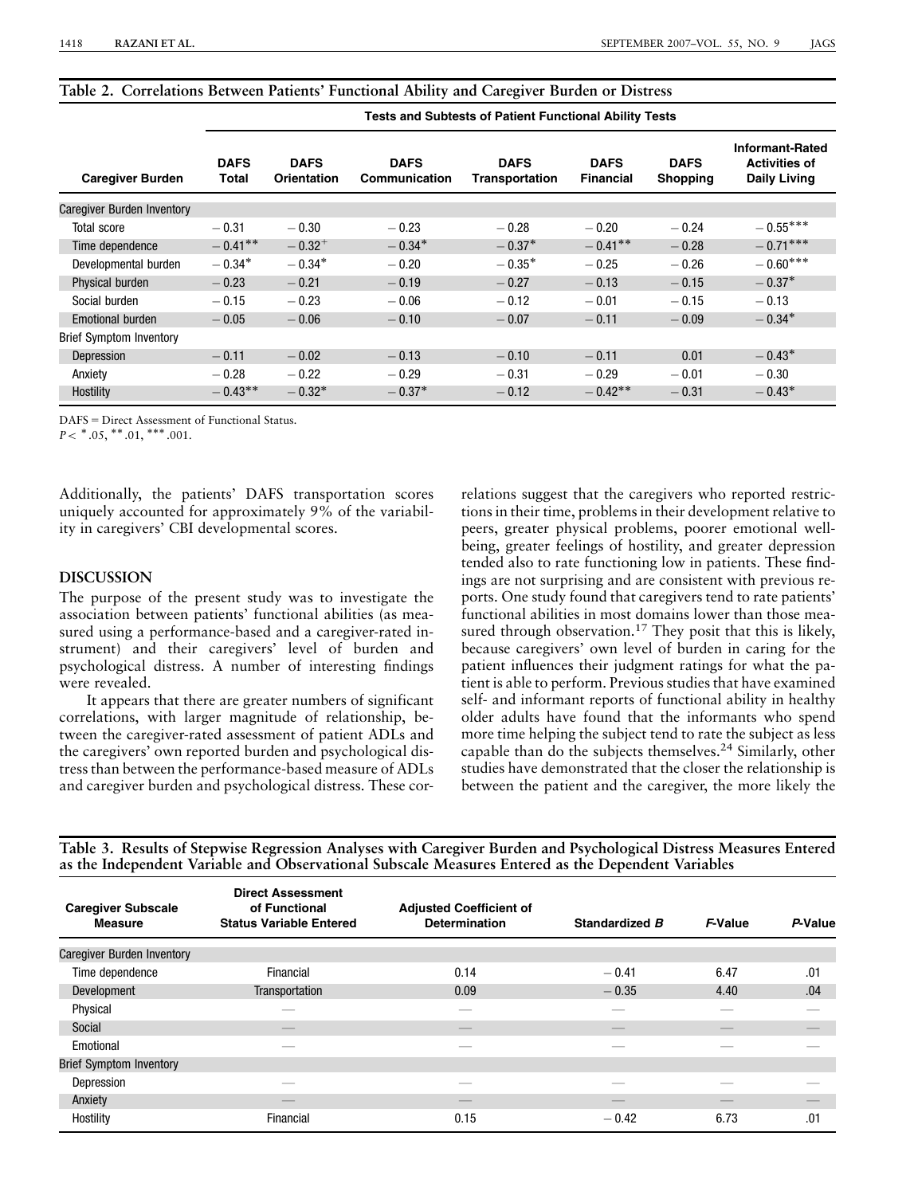**Table 2. Correlations Between Patients' Functional Ability and Caregiver Burden or Distress**

| | Tests and Subtests of Patient Functional Ability Tests | | | | | | |
|---|---|---|---|---|---|---|---|
| **Caregiver Burden** | **DAFS Total** | **DAFS Orientation** | **DAFS Communication** | **DAFS Transportation** | **DAFS Financial** | **DAFS Shopping** | **Informant-Rated Activities of Daily Living** |
| Caregiver Burden Inventory | | | | | | | |
| Total score | −0.31 | −0.30 | −0.23 | −0.28 | −0.20 | −0.24 | −0.55*** |
| Time dependence | −0.41** | −0.32+ | −0.34* | −0.37* | −0.41** | −0.28 | −0.71*** |
| Developmental burden | −0.34* | −0.34* | −0.20 | −0.35* | −0.25 | −0.26 | −0.60*** |
| Physical burden | −0.23 | −0.21 | −0.19 | −0.27 | −0.13 | −0.15 | −0.37* |
| Social burden | −0.15 | −0.23 | −0.06 | −0.12 | −0.01 | −0.15 | −0.13 |
| Emotional burden | −0.05 | −0.06 | −0.10 | −0.07 | −0.11 | −0.09 | −0.34* |
| Brief Symptom Inventory | | | | | | | |
| Depression | −0.11 | −0.02 | −0.13 | −0.10 | −0.11 | 0.01 | −0.43* |
| Anxiety | −0.28 | −0.22 | −0.29 | −0.31 | −0.29 | −0.01 | −0.30 |
| Hostility | −0.43** | −0.32* | −0.37* | −0.12 | −0.42** | −0.31 | −0.43* |

DAFS = Direct Assessment of Functional Status.
$P <$ * .05, ** .01, *** .001.

Additionally, the patients' DAFS transportation scores uniquely accounted for approximately 9% of the variability in caregivers' CBI developmental scores.

## DISCUSSION

The purpose of the present study was to investigate the association between patients' functional abilities (as measured using a performance-based and a caregiver-rated instrument) and their caregivers' level of burden and psychological distress. A number of interesting findings were revealed.

It appears that there are greater numbers of significant correlations, with larger magnitude of relationship, between the caregiver-rated assessment of patient ADLs and the caregivers' own reported burden and psychological distress than between the performance-based measure of ADLs and caregiver burden and psychological distress. These correlations suggest that the caregivers who reported restrictions in their time, problems in their development relative to peers, greater physical problems, poorer emotional well-being, greater feelings of hostility, and greater depression tended also to rate functioning low in patients. These findings are not surprising and are consistent with previous reports. One study found that caregivers tend to rate patients' functional abilities in most domains lower than those measured through observation.[17] They posit that this is likely, because caregivers' own level of burden in caring for the patient influences their judgment ratings for what the patient is able to perform. Previous studies that have examined self- and informant reports of functional ability in healthy older adults have found that the informants who spend more time helping the subject tend to rate the subject as less capable than do the subjects themselves.[24] Similarly, other studies have demonstrated that the closer the relationship is between the patient and the caregiver, the more likely the

**Table 3. Results of Stepwise Regression Analyses with Caregiver Burden and Psychological Distress Measures Entered as the Independent Variable and Observational Subscale Measures Entered as the Dependent Variables**

| Caregiver Subscale Measure | Direct Assessment of Functional Status Variable Entered | Adjusted Coefficient of Determination | Standardized *B* | *F*-Value | *P*-Value |
|---|---|---|---|---|---|
| Caregiver Burden Inventory | | | | | |
| Time dependence | Financial | 0.14 | −0.41 | 6.47 | .01 |
| Development | Transportation | 0.09 | −0.35 | 4.40 | .04 |
| Physical | — | — | — | — | — |
| Social | — | — | — | — | — |
| Emotional | — | — | — | — | — |
| Brief Symptom Inventory | | | | | |
| Depression | — | — | — | — | — |
| Anxiety | — | — | — | — | — |
| Hostility | Financial | 0.15 | −0.42 | 6.73 | .01 |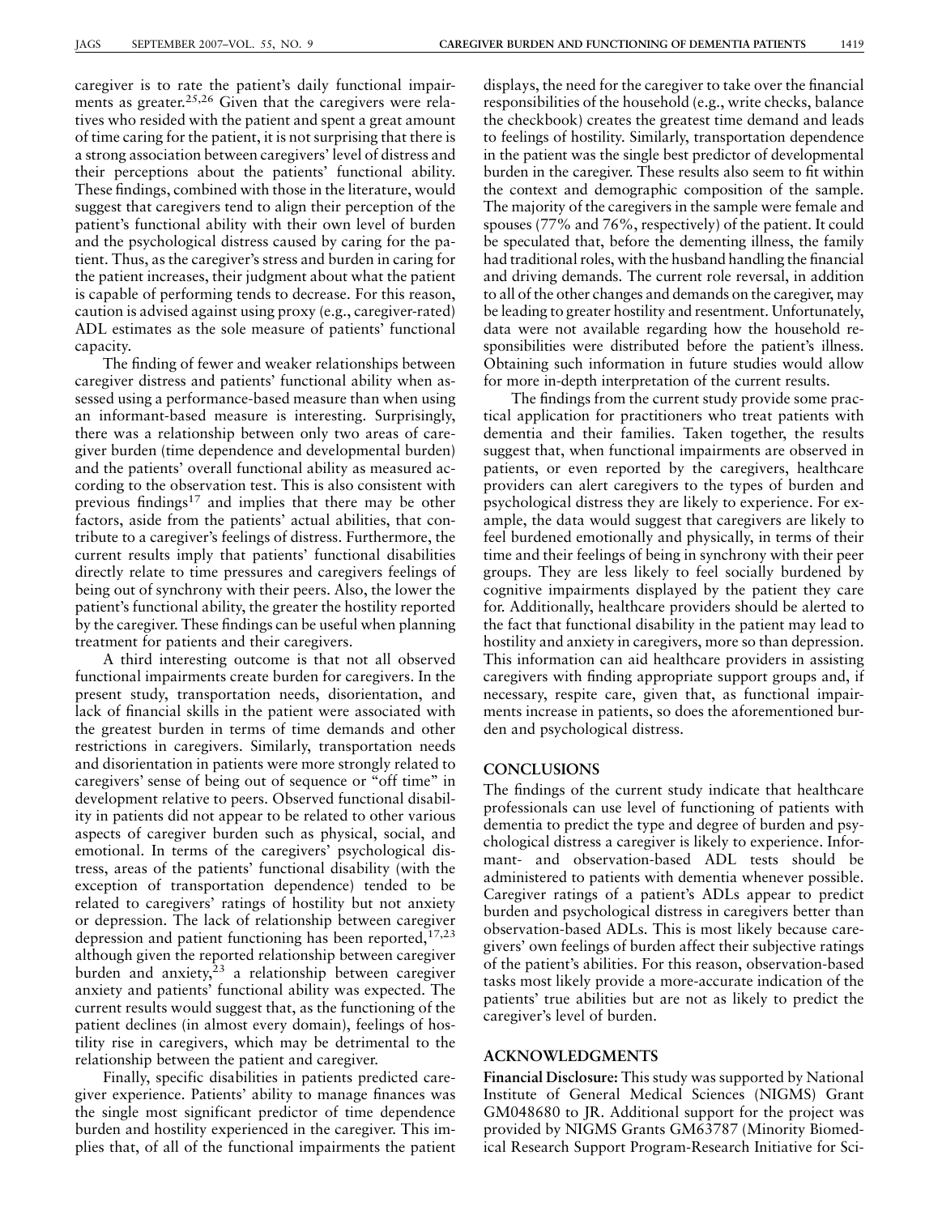caregiver is to rate the patient's daily functional impairments as greater.[25,26] Given that the caregivers were relatives who resided with the patient and spent a great amount of time caring for the patient, it is not surprising that there is a strong association between caregivers' level of distress and their perceptions about the patients' functional ability. These findings, combined with those in the literature, would suggest that caregivers tend to align their perception of the patient's functional ability with their own level of burden and the psychological distress caused by caring for the patient. Thus, as the caregiver's stress and burden in caring for the patient increases, their judgment about what the patient is capable of performing tends to decrease. For this reason, caution is advised against using proxy (e.g., caregiver-rated) ADL estimates as the sole measure of patients' functional capacity.

The finding of fewer and weaker relationships between caregiver distress and patients' functional ability when assessed using a performance-based measure than when using an informant-based measure is interesting. Surprisingly, there was a relationship between only two areas of caregiver burden (time dependence and developmental burden) and the patients' overall functional ability as measured according to the observation test. This is also consistent with previous findings[17] and implies that there may be other factors, aside from the patients' actual abilities, that contribute to a caregiver's feelings of distress. Furthermore, the current results imply that patients' functional disabilities directly relate to time pressures and caregivers feelings of being out of synchrony with their peers. Also, the lower the patient's functional ability, the greater the hostility reported by the caregiver. These findings can be useful when planning treatment for patients and their caregivers.

A third interesting outcome is that not all observed functional impairments create burden for caregivers. In the present study, transportation needs, disorientation, and lack of financial skills in the patient were associated with the greatest burden in terms of time demands and other restrictions in caregivers. Similarly, transportation needs and disorientation in patients were more strongly related to caregivers' sense of being out of sequence or "off time" in development relative to peers. Observed functional disability in patients did not appear to be related to other various aspects of caregiver burden such as physical, social, and emotional. In terms of the caregivers' psychological distress, areas of the patients' functional disability (with the exception of transportation dependence) tended to be related to caregivers' ratings of hostility but not anxiety or depression. The lack of relationship between caregiver depression and patient functioning has been reported,[17,23] although given the reported relationship between caregiver burden and anxiety,[23] a relationship between caregiver anxiety and patients' functional ability was expected. The current results would suggest that, as the functioning of the patient declines (in almost every domain), feelings of hostility rise in caregivers, which may be detrimental to the relationship between the patient and caregiver.

Finally, specific disabilities in patients predicted caregiver experience. Patients' ability to manage finances was the single most significant predictor of time dependence burden and hostility experienced in the caregiver. This implies that, of all of the functional impairments the patient displays, the need for the caregiver to take over the financial responsibilities of the household (e.g., write checks, balance the checkbook) creates the greatest time demand and leads to feelings of hostility. Similarly, transportation dependence in the patient was the single best predictor of developmental burden in the caregiver. These results also seem to fit within the context and demographic composition of the sample. The majority of the caregivers in the sample were female and spouses (77% and 76%, respectively) of the patient. It could be speculated that, before the dementing illness, the family had traditional roles, with the husband handling the financial and driving demands. The current role reversal, in addition to all of the other changes and demands on the caregiver, may be leading to greater hostility and resentment. Unfortunately, data were not available regarding how the household responsibilities were distributed before the patient's illness. Obtaining such information in future studies would allow for more in-depth interpretation of the current results.

The findings from the current study provide some practical application for practitioners who treat patients with dementia and their families. Taken together, the results suggest that, when functional impairments are observed in patients, or even reported by the caregivers, healthcare providers can alert caregivers to the types of burden and psychological distress they are likely to experience. For example, the data would suggest that caregivers are likely to feel burdened emotionally and physically, in terms of their time and their feelings of being in synchrony with their peer groups. They are less likely to feel socially burdened by cognitive impairments displayed by the patient they care for. Additionally, healthcare providers should be alerted to the fact that functional disability in the patient may lead to hostility and anxiety in caregivers, more so than depression. This information can aid healthcare providers in assisting caregivers with finding appropriate support groups and, if necessary, respite care, given that, as functional impairments increase in patients, so does the aforementioned burden and psychological distress.

## CONCLUSIONS

The findings of the current study indicate that healthcare professionals can use level of functioning of patients with dementia to predict the type and degree of burden and psychological distress a caregiver is likely to experience. Informant- and observation-based ADL tests should be administered to patients with dementia whenever possible. Caregiver ratings of a patient's ADLs appear to predict burden and psychological distress in caregivers better than observation-based ADLs. This is most likely because caregivers' own feelings of burden affect their subjective ratings of the patient's abilities. For this reason, observation-based tasks most likely provide a more-accurate indication of the patients' true abilities but are not as likely to predict the caregiver's level of burden.

## ACKNOWLEDGMENTS

**Financial Disclosure:** This study was supported by National Institute of General Medical Sciences (NIGMS) Grant GM048680 to JR. Additional support for the project was provided by NIGMS Grants GM63787 (Minority Biomedical Research Support Program-Research Initiative for Sci-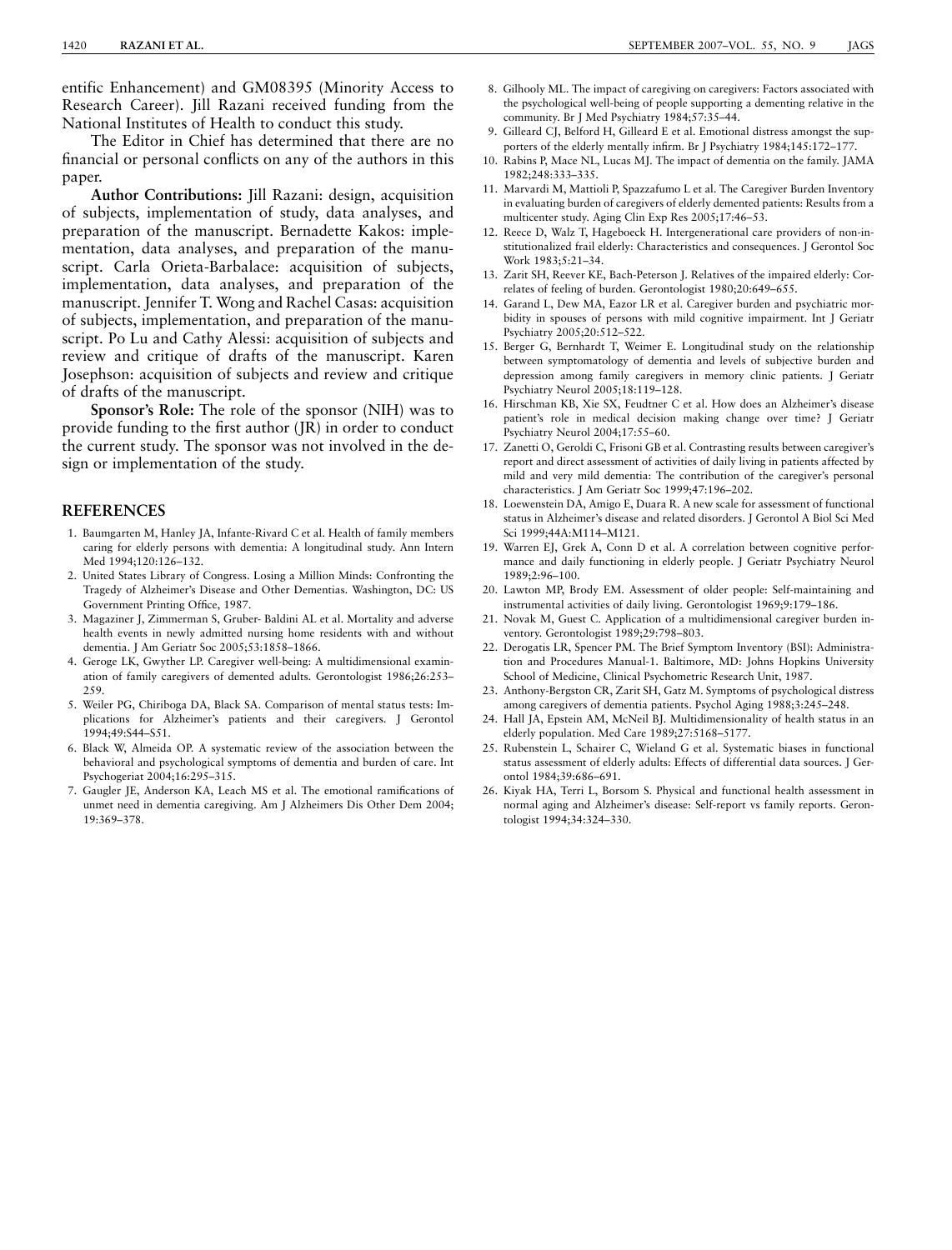entific Enhancement) and GM08395 (Minority Access to Research Career). Jill Razani received funding from the National Institutes of Health to conduct this study.

The Editor in Chief has determined that there are no financial or personal conflicts on any of the authors in this paper.

**Author Contributions:** Jill Razani: design, acquisition of subjects, implementation of study, data analyses, and preparation of the manuscript. Bernadette Kakos: implementation, data analyses, and preparation of the manuscript. Carla Orieta-Barbalace: acquisition of subjects, implementation, data analyses, and preparation of the manuscript. Jennifer T. Wong and Rachel Casas: acquisition of subjects, implementation, and preparation of the manuscript. Po Lu and Cathy Alessi: acquisition of subjects and review and critique of drafts of the manuscript. Karen Josephson: acquisition of subjects and review and critique of drafts of the manuscript.

**Sponsor's Role:** The role of the sponsor (NIH) was to provide funding to the first author (JR) in order to conduct the current study. The sponsor was not involved in the design or implementation of the study.

## REFERENCES

1. Baumgarten M, Hanley JA, Infante-Rivard C et al. Health of family members caring for elderly persons with dementia: A longitudinal study. Ann Intern Med 1994;120:126–132.
2. United States Library of Congress. Losing a Million Minds: Confronting the Tragedy of Alzheimer's Disease and Other Dementias. Washington, DC: US Government Printing Office, 1987.
3. Magaziner J, Zimmerman S, Gruber- Baldini AL et al. Mortality and adverse health events in newly admitted nursing home residents with and without dementia. J Am Geriatr Soc 2005;53:1858–1866.
4. Geroge LK, Gwyther LP. Caregiver well-being: A multidimensional examination of family caregivers of demented adults. Gerontologist 1986;26:253–259.
5. Weiler PG, Chiriboga DA, Black SA. Comparison of mental status tests: Implications for Alzheimer's patients and their caregivers. J Gerontol 1994;49:S44–S51.
6. Black W, Almeida OP. A systematic review of the association between the behavioral and psychological symptoms of dementia and burden of care. Int Psychogeriat 2004;16:295–315.
7. Gaugler JE, Anderson KA, Leach MS et al. The emotional ramifications of unmet need in dementia caregiving. Am J Alzheimers Dis Other Dem 2004; 19:369–378.
8. Gilhooly ML. The impact of caregiving on caregivers: Factors associated with the psychological well-being of people supporting a dementing relative in the community. Br J Med Psychiatry 1984;57:35–44.
9. Gilleard CJ, Belford H, Gilleard E et al. Emotional distress amongst the supporters of the elderly mentally infirm. Br J Psychiatry 1984;145:172–177.
10. Rabins P, Mace NL, Lucas MJ. The impact of dementia on the family. JAMA 1982;248:333–335.
11. Marvardi M, Mattioli P, Spazzafumo L et al. The Caregiver Burden Inventory in evaluating burden of caregivers of elderly demented patients: Results from a multicenter study. Aging Clin Exp Res 2005;17:46–53.
12. Reece D, Walz T, Hageboeck H. Intergenerational care providers of non-institutionalized frail elderly: Characteristics and consequences. J Gerontol Soc Work 1983;5:21–34.
13. Zarit SH, Reever KE, Bach-Peterson J. Relatives of the impaired elderly: Correlates of feeling of burden. Gerontologist 1980;20:649–655.
14. Garand L, Dew MA, Eazor LR et al. Caregiver burden and psychiatric morbidity in spouses of persons with mild cognitive impairment. Int J Geriatr Psychiatry 2005;20:512–522.
15. Berger G, Bernhardt T, Weimer E. Longitudinal study on the relationship between symptomatology of dementia and levels of subjective burden and depression among family caregivers in memory clinic patients. J Geriatr Psychiatry Neurol 2005;18:119–128.
16. Hirschman KB, Xie SX, Feudtner C et al. How does an Alzheimer's disease patient's role in medical decision making change over time? J Geriatr Psychiatry Neurol 2004;17:55–60.
17. Zanetti O, Geroldi C, Frisoni GB et al. Contrasting results between caregiver's report and direct assessment of activities of daily living in patients affected by mild and very mild dementia: The contribution of the caregiver's personal characteristics. J Am Geriatr Soc 1999;47:196–202.
18. Loewenstein DA, Amigo E, Duara R. A new scale for assessment of functional status in Alzheimer's disease and related disorders. J Gerontol A Biol Sci Med Sci 1999;44A:M114–M121.
19. Warren EJ, Grek A, Conn D et al. A correlation between cognitive performance and daily functioning in elderly people. J Geriatr Psychiatry Neurol 1989;2:96–100.
20. Lawton MP, Brody EM. Assessment of older people: Self-maintaining and instrumental activities of daily living. Gerontologist 1969;9:179–186.
21. Novak M, Guest C. Application of a multidimensional caregiver burden inventory. Gerontologist 1989;29:798–803.
22. Derogatis LR, Spencer PM. The Brief Symptom Inventory (BSI): Administration and Procedures Manual-1. Baltimore, MD: Johns Hopkins University School of Medicine, Clinical Psychometric Research Unit, 1987.
23. Anthony-Bergston CR, Zarit SH, Gatz M. Symptoms of psychological distress among caregivers of dementia patients. Psychol Aging 1988;3:245–248.
24. Hall JA, Epstein AM, McNeil BJ. Multidimensionality of health status in an elderly population. Med Care 1989;27:5168–5177.
25. Rubenstein L, Schairer C, Wieland G et al. Systematic biases in functional status assessment of elderly adults: Effects of differential data sources. J Gerontol 1984;39:686–691.
26. Kiyak HA, Terri L, Borsom S. Physical and functional health assessment in normal aging and Alzheimer's disease: Self-report vs family reports. Gerontologist 1994;34:324–330.